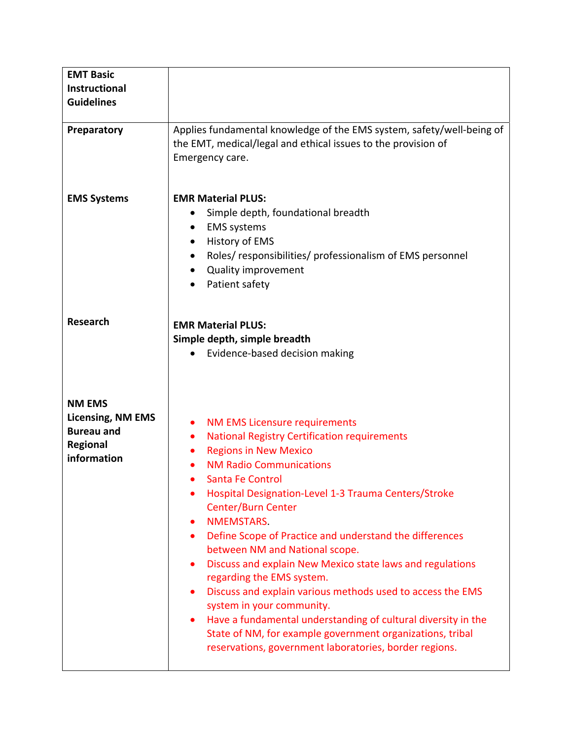| **EMT Basic Instructional Guidelines** | |
|---|---|
| **Preparatory** | Applies fundamental knowledge of the EMS system, safety/well-being of the EMT, medical/legal and ethical issues to the provision of Emergency care. |
| **EMS Systems** | **EMR Material PLUS:**<br>• Simple depth, foundational breadth<br>• EMS systems<br>• History of EMS<br>• Roles/ responsibilities/ professionalism of EMS personnel<br>• Quality improvement<br>• Patient safety |
| **Research** | **EMR Material PLUS:**<br>**Simple depth, simple breadth**<br>• Evidence-based decision making |
| **NM EMS Licensing, NM EMS Bureau and Regional information** | • NM EMS Licensure requirements<br>• National Registry Certification requirements<br>• Regions in New Mexico<br>• NM Radio Communications<br>• Santa Fe Control<br>• Hospital Designation-Level 1-3 Trauma Centers/Stroke Center/Burn Center<br>• NMEMSTARS.<br>• Define Scope of Practice and understand the differences between NM and National scope.<br>• Discuss and explain New Mexico state laws and regulations regarding the EMS system.<br>• Discuss and explain various methods used to access the EMS system in your community.<br>• Have a fundamental understanding of cultural diversity in the State of NM, for example government organizations, tribal reservations, government laboratories, border regions. |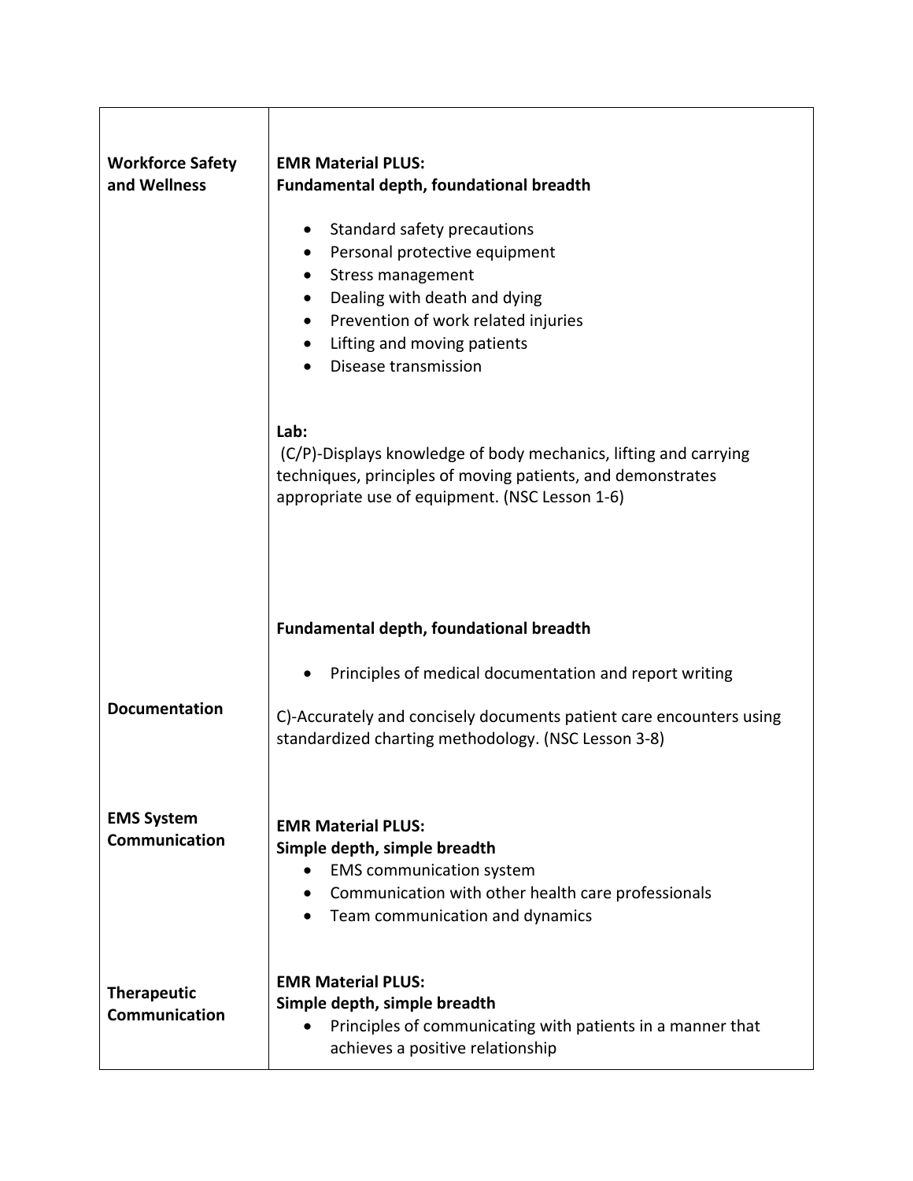| | |
|---|---|
| **Workforce Safety and Wellness** | **EMR Material PLUS:**<br>**Fundamental depth, foundational breadth**<br><br>• Standard safety precautions<br>• Personal protective equipment<br>• Stress management<br>• Dealing with death and dying<br>• Prevention of work related injuries<br>• Lifting and moving patients<br>• Disease transmission<br><br>**Lab:**<br>(C/P)-Displays knowledge of body mechanics, lifting and carrying techniques, principles of moving patients, and demonstrates appropriate use of equipment. (NSC Lesson 1-6) |
| **Documentation** | **Fundamental depth, foundational breadth**<br><br>• Principles of medical documentation and report writing<br><br>C)-Accurately and concisely documents patient care encounters using standardized charting methodology. (NSC Lesson 3-8) |
| **EMS System Communication** | **EMR Material PLUS:**<br>**Simple depth, simple breadth**<br>• EMS communication system<br>• Communication with other health care professionals<br>• Team communication and dynamics |
| **Therapeutic Communication** | **EMR Material PLUS:**<br>**Simple depth, simple breadth**<br>• Principles of communicating with patients in a manner that achieves a positive relationship |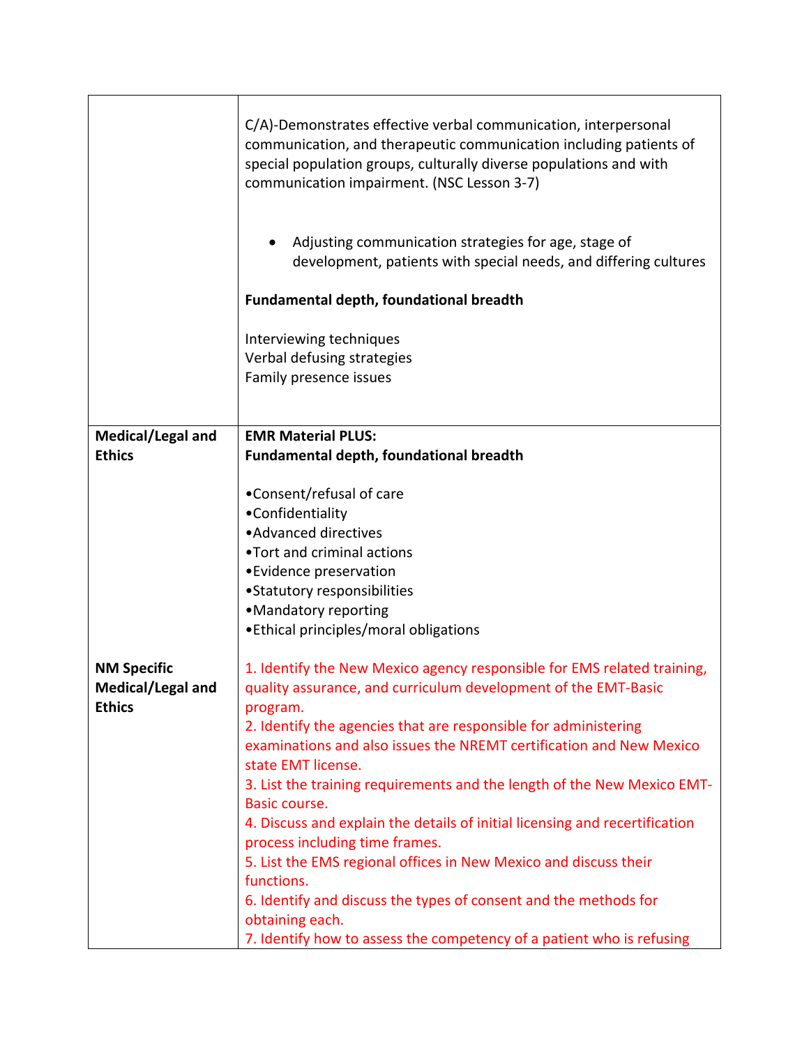| | |
|---|---|
| | C/A)-Demonstrates effective verbal communication, interpersonal communication, and therapeutic communication including patients of special population groups, culturally diverse populations and with communication impairment. (NSC Lesson 3-7)<br><br>• Adjusting communication strategies for age, stage of development, patients with special needs, and differing cultures<br><br>**Fundamental depth, foundational breadth**<br><br>Interviewing techniques<br>Verbal defusing strategies<br>Family presence issues |
| **Medical/Legal and Ethics** | **EMR Material PLUS:**<br>**Fundamental depth, foundational breadth**<br><br>•Consent/refusal of care<br>•Confidentiality<br>•Advanced directives<br>•Tort and criminal actions<br>•Evidence preservation<br>•Statutory responsibilities<br>•Mandatory reporting<br>•Ethical principles/moral obligations |
| **NM Specific Medical/Legal and Ethics** | 1. Identify the New Mexico agency responsible for EMS related training, quality assurance, and curriculum development of the EMT-Basic program.<br>2. Identify the agencies that are responsible for administering examinations and also issues the NREMT certification and New Mexico state EMT license.<br>3. List the training requirements and the length of the New Mexico EMT-Basic course.<br>4. Discuss and explain the details of initial licensing and recertification process including time frames.<br>5. List the EMS regional offices in New Mexico and discuss their functions.<br>6. Identify and discuss the types of consent and the methods for obtaining each.<br>7. Identify how to assess the competency of a patient who is refusing |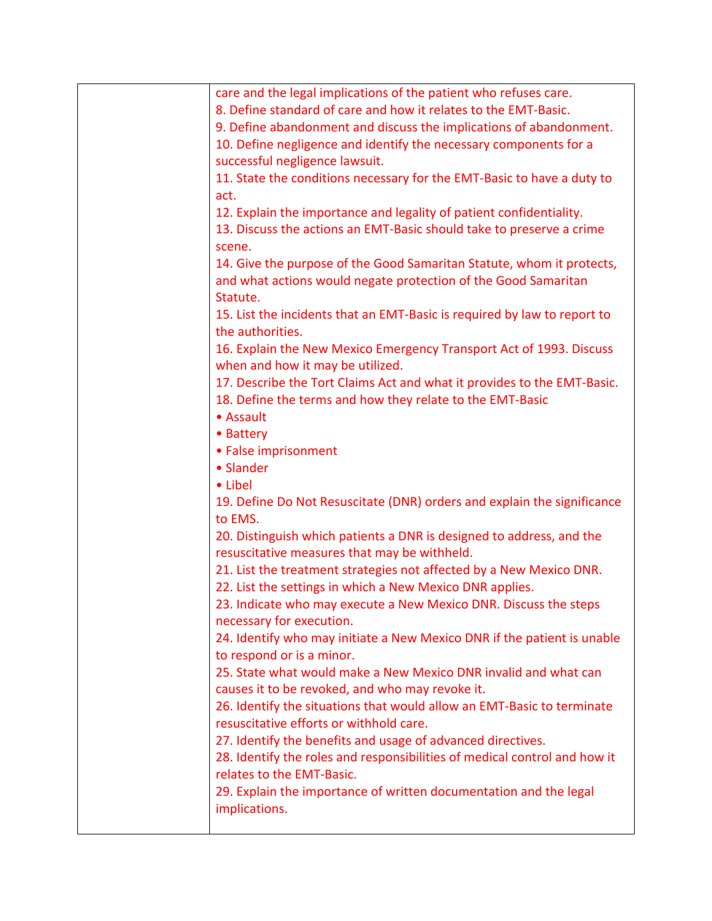| | |
|---|---|
| | care and the legal implications of the patient who refuses care.<br>8. Define standard of care and how it relates to the EMT-Basic.<br>9. Define abandonment and discuss the implications of abandonment.<br>10. Define negligence and identify the necessary components for a successful negligence lawsuit.<br>11. State the conditions necessary for the EMT-Basic to have a duty to act.<br>12. Explain the importance and legality of patient confidentiality.<br>13. Discuss the actions an EMT-Basic should take to preserve a crime scene.<br>14. Give the purpose of the Good Samaritan Statute, whom it protects, and what actions would negate protection of the Good Samaritan Statute.<br>15. List the incidents that an EMT-Basic is required by law to report to the authorities.<br>16. Explain the New Mexico Emergency Transport Act of 1993. Discuss when and how it may be utilized.<br>17. Describe the Tort Claims Act and what it provides to the EMT-Basic.<br>18. Define the terms and how they relate to the EMT-Basic<br>• Assault<br>• Battery<br>• False imprisonment<br>• Slander<br>• Libel<br>19. Define Do Not Resuscitate (DNR) orders and explain the significance to EMS.<br>20. Distinguish which patients a DNR is designed to address, and the resuscitative measures that may be withheld.<br>21. List the treatment strategies not affected by a New Mexico DNR.<br>22. List the settings in which a New Mexico DNR applies.<br>23. Indicate who may execute a New Mexico DNR. Discuss the steps necessary for execution.<br>24. Identify who may initiate a New Mexico DNR if the patient is unable to respond or is a minor.<br>25. State what would make a New Mexico DNR invalid and what can causes it to be revoked, and who may revoke it.<br>26. Identify the situations that would allow an EMT-Basic to terminate resuscitative efforts or withhold care.<br>27. Identify the benefits and usage of advanced directives.<br>28. Identify the roles and responsibilities of medical control and how it relates to the EMT-Basic.<br>29. Explain the importance of written documentation and the legal implications. |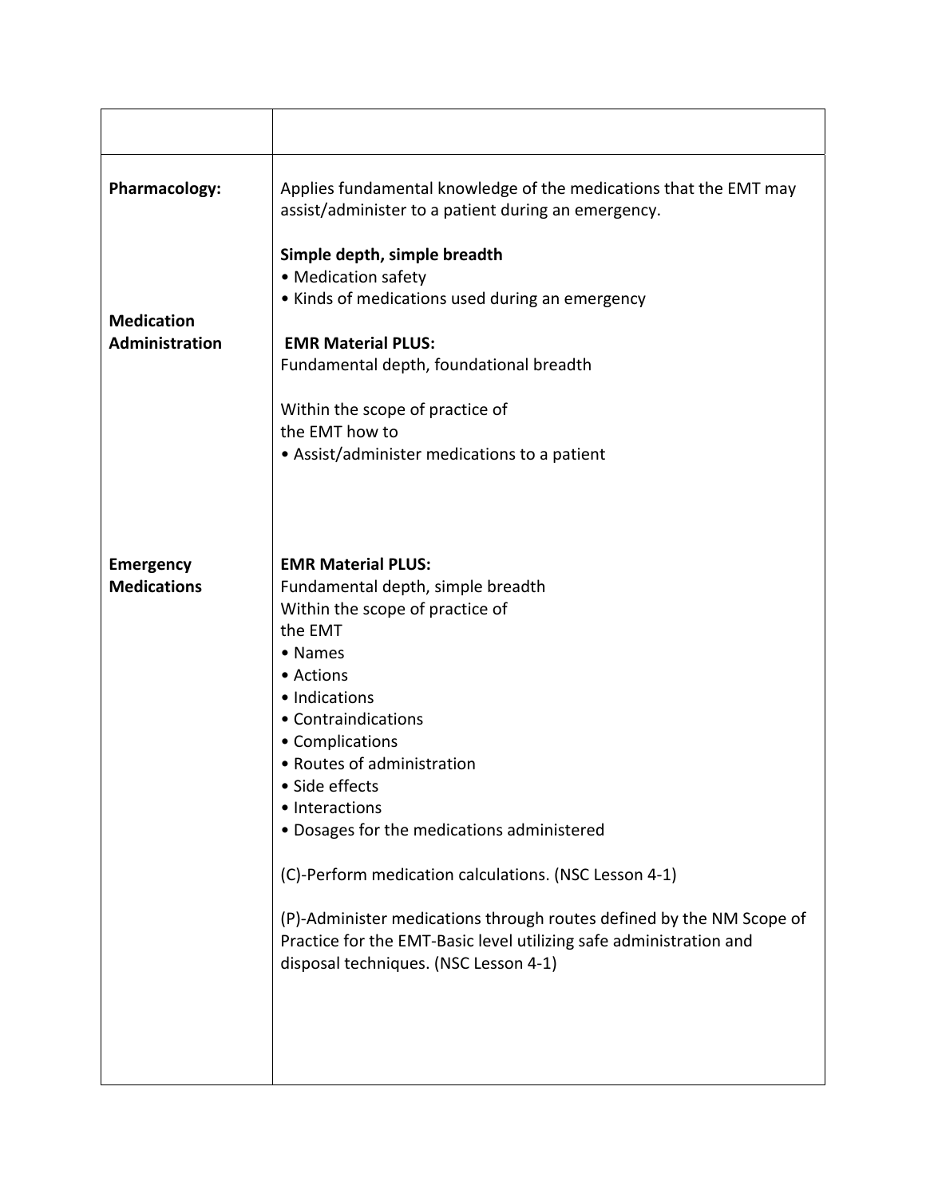| | |
|---|---|
| **Pharmacology:**<br><br><br><br><br>**Medication Administration** | Applies fundamental knowledge of the medications that the EMT may assist/administer to a patient during an emergency.<br><br>**Simple depth, simple breadth**<br>• Medication safety<br>• Kinds of medications used during an emergency<br><br>**EMR Material PLUS:**<br>Fundamental depth, foundational breadth<br><br>Within the scope of practice of the EMT how to<br>• Assist/administer medications to a patient |
| **Emergency Medications** | **EMR Material PLUS:**<br>Fundamental depth, simple breadth<br>Within the scope of practice of the EMT<br>• Names<br>• Actions<br>• Indications<br>• Contraindications<br>• Complications<br>• Routes of administration<br>• Side effects<br>• Interactions<br>• Dosages for the medications administered<br><br>(C)-Perform medication calculations. (NSC Lesson 4-1)<br><br>(P)-Administer medications through routes defined by the NM Scope of Practice for the EMT-Basic level utilizing safe administration and disposal techniques. (NSC Lesson 4-1) |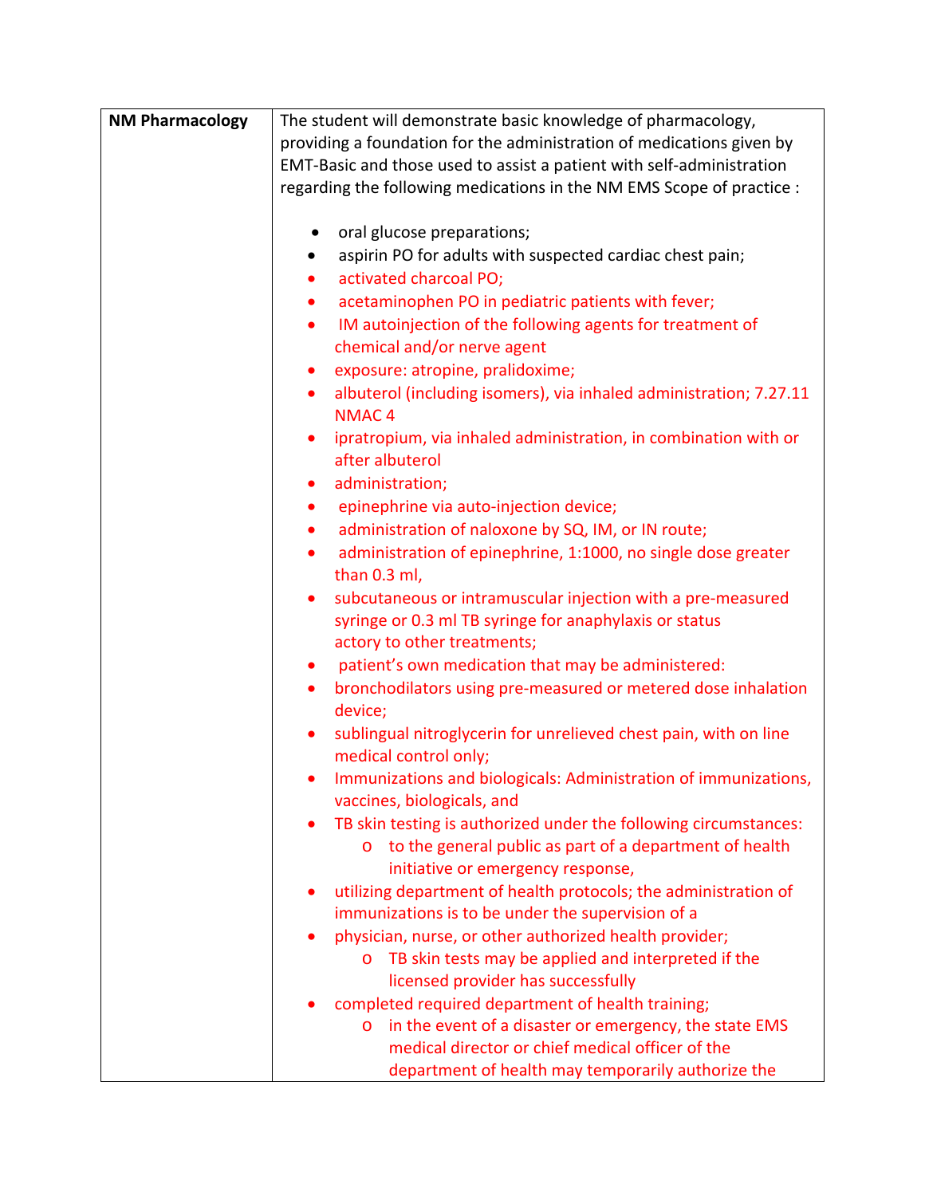| NM Pharmacology | The student will demonstrate basic knowledge of pharmacology, providing a foundation for the administration of medications given by EMT-Basic and those used to assist a patient with self-administration regarding the following medications in the NM EMS Scope of practice :<br><br>• oral glucose preparations;<br>• aspirin PO for adults with suspected cardiac chest pain;<br>• activated charcoal PO;<br>• acetaminophen PO in pediatric patients with fever;<br>• IM autoinjection of the following agents for treatment of chemical and/or nerve agent<br>• exposure: atropine, pralidoxime;<br>• albuterol (including isomers), via inhaled administration; 7.27.11 NMAC 4<br>• ipratropium, via inhaled administration, in combination with or after albuterol<br>• administration;<br>• epinephrine via auto-injection device;<br>• administration of naloxone by SQ, IM, or IN route;<br>• administration of epinephrine, 1:1000, no single dose greater than 0.3 ml,<br>• subcutaneous or intramuscular injection with a pre-measured syringe or 0.3 ml TB syringe for anaphylaxis or status actory to other treatments;<br>• patient's own medication that may be administered:<br>• bronchodilators using pre-measured or metered dose inhalation device;<br>• sublingual nitroglycerin for unrelieved chest pain, with on line medical control only;<br>• Immunizations and biologicals: Administration of immunizations, vaccines, biologicals, and<br>• TB skin testing is authorized under the following circumstances:<br>&nbsp;&nbsp;&nbsp;&nbsp;o to the general public as part of a department of health initiative or emergency response,<br>• utilizing department of health protocols; the administration of immunizations is to be under the supervision of a<br>• physician, nurse, or other authorized health provider;<br>&nbsp;&nbsp;&nbsp;&nbsp;o TB skin tests may be applied and interpreted if the licensed provider has successfully<br>• completed required department of health training;<br>&nbsp;&nbsp;&nbsp;&nbsp;o in the event of a disaster or emergency, the state EMS medical director or chief medical officer of the department of health may temporarily authorize the |
|---|---|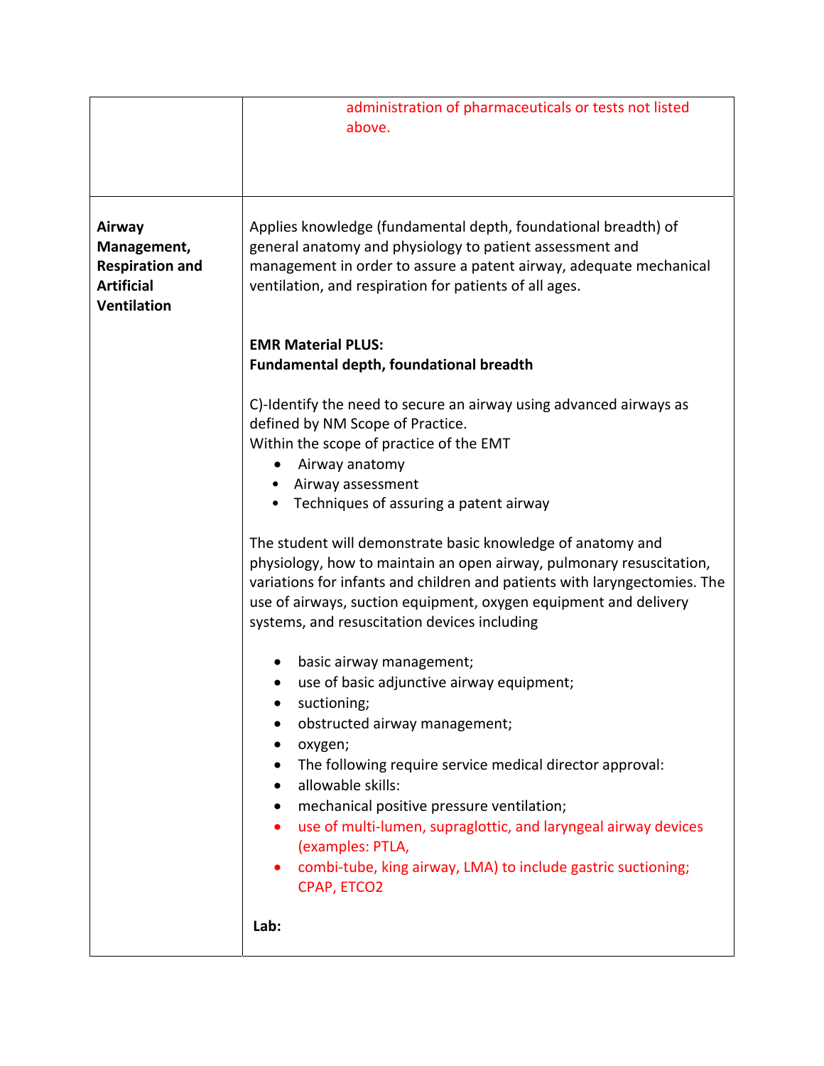| | |
|---|---|
| | administration of pharmaceuticals or tests not listed above. |
| **Airway Management, Respiration and Artificial Ventilation** | Applies knowledge (fundamental depth, foundational breadth) of general anatomy and physiology to patient assessment and management in order to assure a patent airway, adequate mechanical ventilation, and respiration for patients of all ages.<br><br>**EMR Material PLUS:**<br>**Fundamental depth, foundational breadth**<br><br>C)-Identify the need to secure an airway using advanced airways as defined by NM Scope of Practice.<br>Within the scope of practice of the EMT<br>• Airway anatomy<br>• Airway assessment<br>• Techniques of assuring a patent airway<br><br>The student will demonstrate basic knowledge of anatomy and physiology, how to maintain an open airway, pulmonary resuscitation, variations for infants and children and patients with laryngectomies. The use of airways, suction equipment, oxygen equipment and delivery systems, and resuscitation devices including<br><br>• basic airway management;<br>• use of basic adjunctive airway equipment;<br>• suctioning;<br>• obstructed airway management;<br>• oxygen;<br>• The following require service medical director approval:<br>• allowable skills:<br>• mechanical positive pressure ventilation;<br>• use of multi-lumen, supraglottic, and laryngeal airway devices (examples: PTLA,<br>• combi-tube, king airway, LMA) to include gastric suctioning; CPAP, ETCO2<br><br>**Lab:** |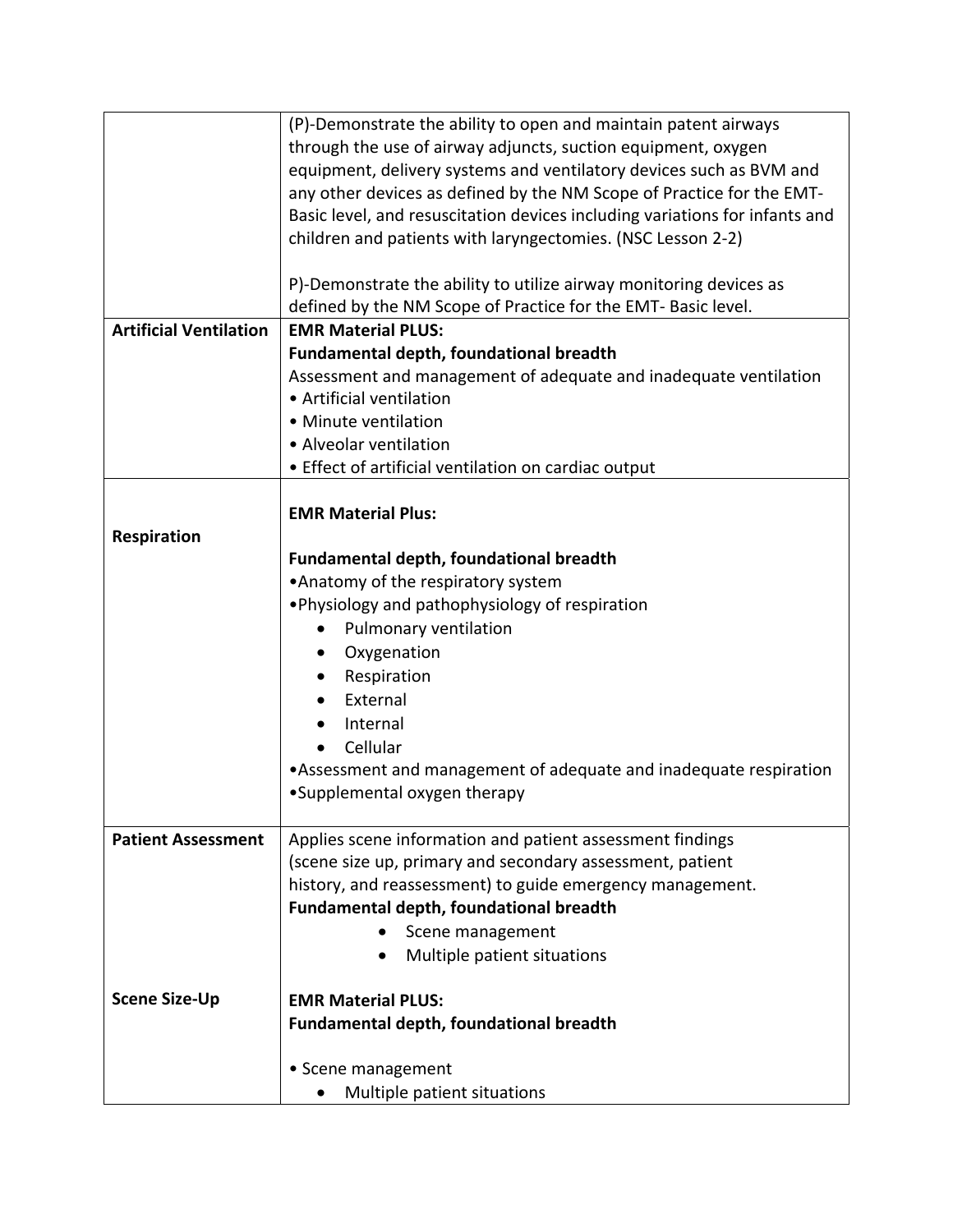| | |
|---|---|
| | (P)-Demonstrate the ability to open and maintain patent airways through the use of airway adjuncts, suction equipment, oxygen equipment, delivery systems and ventilatory devices such as BVM and any other devices as defined by the NM Scope of Practice for the EMT-Basic level, and resuscitation devices including variations for infants and children and patients with laryngectomies. (NSC Lesson 2-2)<br><br>P)-Demonstrate the ability to utilize airway monitoring devices as defined by the NM Scope of Practice for the EMT- Basic level. |
| **Artificial Ventilation** | **EMR Material PLUS:**<br>**Fundamental depth, foundational breadth**<br>Assessment and management of adequate and inadequate ventilation<br>• Artificial ventilation<br>• Minute ventilation<br>• Alveolar ventilation<br>• Effect of artificial ventilation on cardiac output |
| **Respiration** | **EMR Material Plus:**<br><br>**Fundamental depth, foundational breadth**<br>• Anatomy of the respiratory system<br>• Physiology and pathophysiology of respiration<br>&nbsp;&nbsp;• Pulmonary ventilation<br>&nbsp;&nbsp;• Oxygenation<br>&nbsp;&nbsp;• Respiration<br>&nbsp;&nbsp;• External<br>&nbsp;&nbsp;• Internal<br>&nbsp;&nbsp;• Cellular<br>• Assessment and management of adequate and inadequate respiration<br>• Supplemental oxygen therapy |
| **Patient Assessment**<br><br><br><br><br><br>**Scene Size-Up** | Applies scene information and patient assessment findings (scene size up, primary and secondary assessment, patient history, and reassessment) to guide emergency management.<br>**Fundamental depth, foundational breadth**<br>&nbsp;&nbsp;• Scene management<br>&nbsp;&nbsp;• Multiple patient situations<br><br>**EMR Material PLUS:**<br>**Fundamental depth, foundational breadth**<br><br>• Scene management<br>&nbsp;&nbsp;• Multiple patient situations |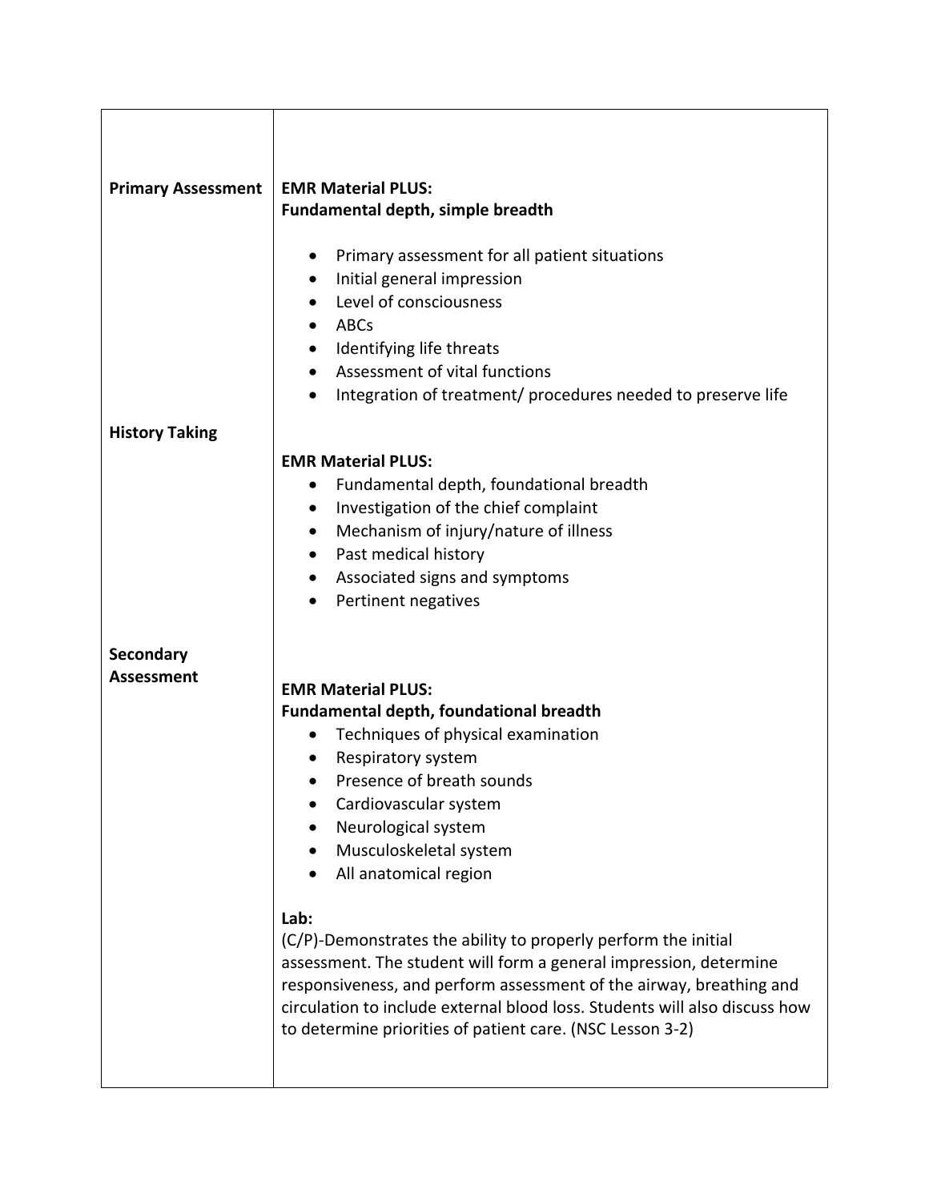| | |
|---|---|
| **Primary Assessment** | **EMR Material PLUS:**<br>**Fundamental depth, simple breadth**<br><br>• Primary assessment for all patient situations<br>• Initial general impression<br>• Level of consciousness<br>• ABCs<br>• Identifying life threats<br>• Assessment of vital functions<br>• Integration of treatment/ procedures needed to preserve life |
| **History Taking** | **EMR Material PLUS:**<br>• Fundamental depth, foundational breadth<br>• Investigation of the chief complaint<br>• Mechanism of injury/nature of illness<br>• Past medical history<br>• Associated signs and symptoms<br>• Pertinent negatives |
| **Secondary Assessment** | **EMR Material PLUS:**<br>**Fundamental depth, foundational breadth**<br>• Techniques of physical examination<br>• Respiratory system<br>• Presence of breath sounds<br>• Cardiovascular system<br>• Neurological system<br>• Musculoskeletal system<br>• All anatomical region<br><br>**Lab:**<br>(C/P)-Demonstrates the ability to properly perform the initial assessment. The student will form a general impression, determine responsiveness, and perform assessment of the airway, breathing and circulation to include external blood loss. Students will also discuss how to determine priorities of patient care. (NSC Lesson 3-2) |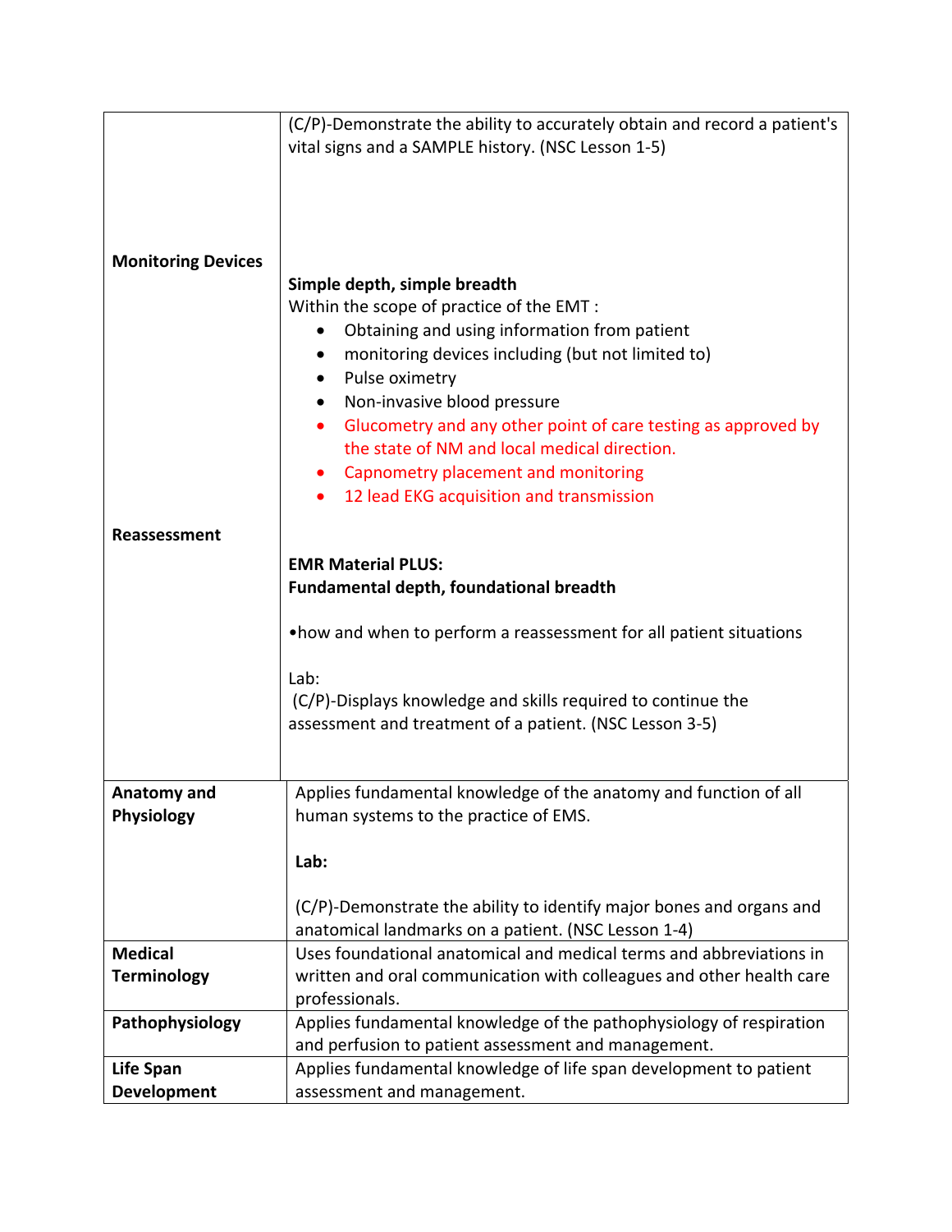| | |
|---|---|
| **Monitoring Devices** | (C/P)-Demonstrate the ability to accurately obtain and record a patient's vital signs and a SAMPLE history. (NSC Lesson 1-5)<br><br>**Simple depth, simple breadth**<br>Within the scope of practice of the EMT :<br>• Obtaining and using information from patient<br>• monitoring devices including (but not limited to)<br>• Pulse oximetry<br>• Non-invasive blood pressure<br>• Glucometry and any other point of care testing as approved by the state of NM and local medical direction.<br>• Capnometry placement and monitoring<br>• 12 lead EKG acquisition and transmission |
| **Reassessment** | **EMR Material PLUS:**<br>**Fundamental depth, foundational breadth**<br><br>•how and when to perform a reassessment for all patient situations<br><br>Lab:<br>(C/P)-Displays knowledge and skills required to continue the assessment and treatment of a patient. (NSC Lesson 3-5) |
| **Anatomy and Physiology** | Applies fundamental knowledge of the anatomy and function of all human systems to the practice of EMS.<br><br>**Lab:**<br><br>(C/P)-Demonstrate the ability to identify major bones and organs and anatomical landmarks on a patient. (NSC Lesson 1-4) |
| **Medical Terminology** | Uses foundational anatomical and medical terms and abbreviations in written and oral communication with colleagues and other health care professionals. |
| **Pathophysiology** | Applies fundamental knowledge of the pathophysiology of respiration and perfusion to patient assessment and management. |
| **Life Span Development** | Applies fundamental knowledge of life span development to patient assessment and management. |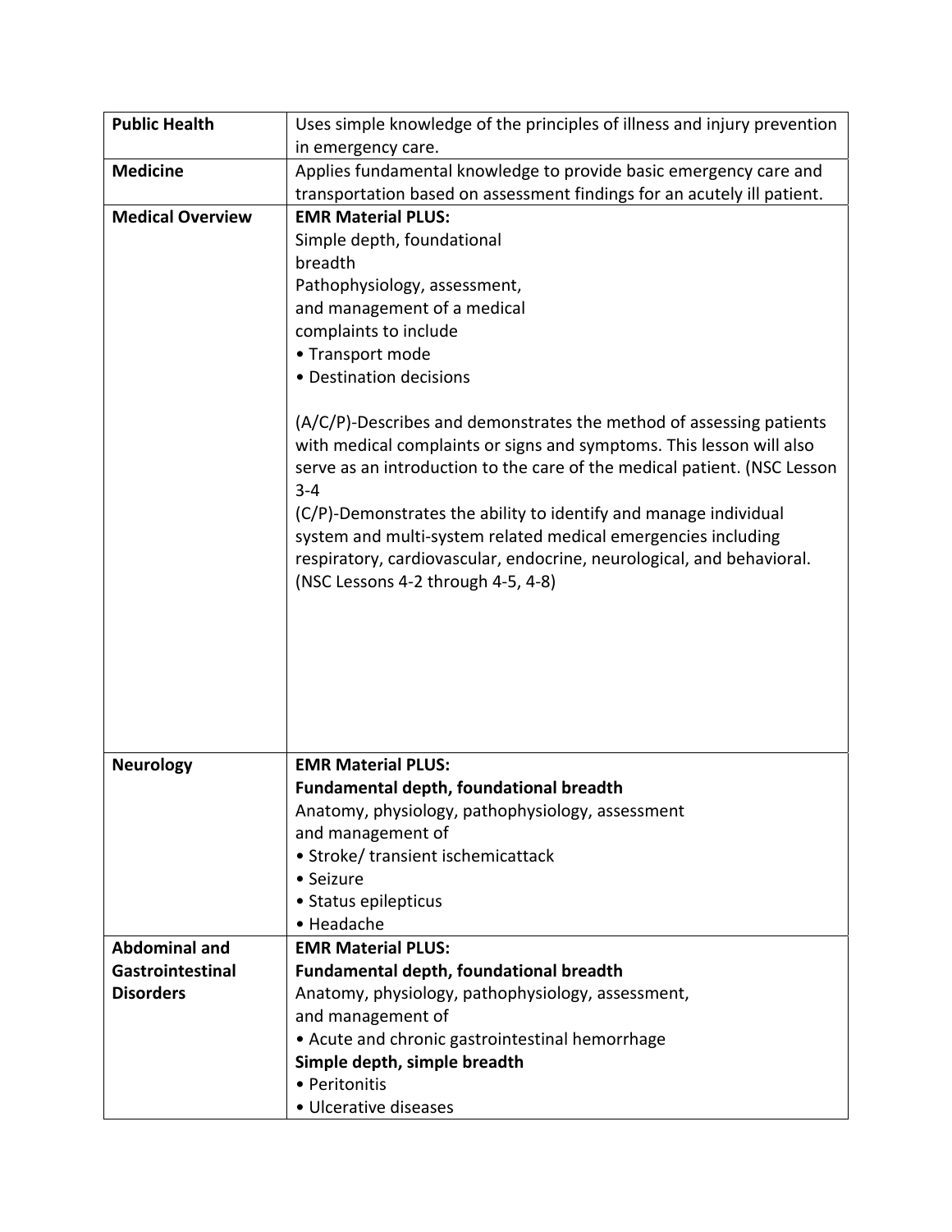| | |
|---|---|
| **Public Health** | Uses simple knowledge of the principles of illness and injury prevention in emergency care. |
| **Medicine** | Applies fundamental knowledge to provide basic emergency care and transportation based on assessment findings for an acutely ill patient. |
| **Medical Overview** | **EMR Material PLUS:**<br>Simple depth, foundational<br>breadth<br>Pathophysiology, assessment,<br>and management of a medical<br>complaints to include<br>• Transport mode<br>• Destination decisions<br><br>(A/C/P)-Describes and demonstrates the method of assessing patients with medical complaints or signs and symptoms. This lesson will also serve as an introduction to the care of the medical patient. (NSC Lesson 3-4<br>(C/P)-Demonstrates the ability to identify and manage individual system and multi-system related medical emergencies including respiratory, cardiovascular, endocrine, neurological, and behavioral. (NSC Lessons 4-2 through 4-5, 4-8) |
| **Neurology** | **EMR Material PLUS:**<br>**Fundamental depth, foundational breadth**<br>Anatomy, physiology, pathophysiology, assessment<br>and management of<br>• Stroke/ transient ischemicattack<br>• Seizure<br>• Status epilepticus<br>• Headache |
| **Abdominal and Gastrointestinal Disorders** | **EMR Material PLUS:**<br>**Fundamental depth, foundational breadth**<br>Anatomy, physiology, pathophysiology, assessment,<br>and management of<br>• Acute and chronic gastrointestinal hemorrhage<br>**Simple depth, simple breadth**<br>• Peritonitis<br>• Ulcerative diseases |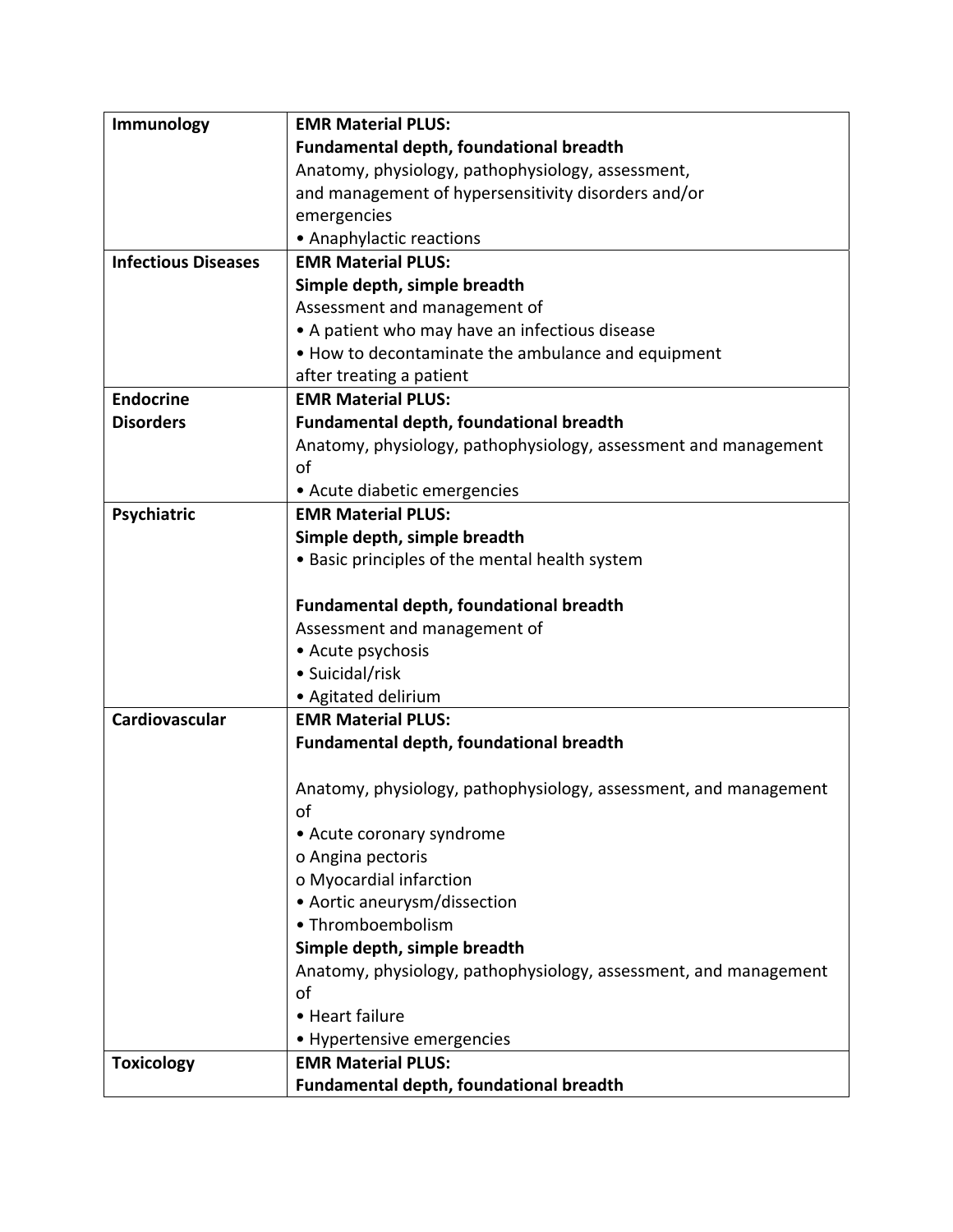| Immunology | **EMR Material PLUS:**<br>**Fundamental depth, foundational breadth**<br>Anatomy, physiology, pathophysiology, assessment, and management of hypersensitivity disorders and/or emergencies<br>• Anaphylactic reactions |
|---|---|
| **Infectious Diseases** | **EMR Material PLUS:**<br>**Simple depth, simple breadth**<br>Assessment and management of<br>• A patient who may have an infectious disease<br>• How to decontaminate the ambulance and equipment after treating a patient |
| **Endocrine Disorders** | **EMR Material PLUS:**<br>**Fundamental depth, foundational breadth**<br>Anatomy, physiology, pathophysiology, assessment and management of<br>• Acute diabetic emergencies |
| **Psychiatric** | **EMR Material PLUS:**<br>**Simple depth, simple breadth**<br>• Basic principles of the mental health system<br><br>**Fundamental depth, foundational breadth**<br>Assessment and management of<br>• Acute psychosis<br>• Suicidal/risk<br>• Agitated delirium |
| **Cardiovascular** | **EMR Material PLUS:**<br>**Fundamental depth, foundational breadth**<br><br>Anatomy, physiology, pathophysiology, assessment, and management of<br>• Acute coronary syndrome<br>o Angina pectoris<br>o Myocardial infarction<br>• Aortic aneurysm/dissection<br>• Thromboembolism<br>**Simple depth, simple breadth**<br>Anatomy, physiology, pathophysiology, assessment, and management of<br>• Heart failure<br>• Hypertensive emergencies |
| **Toxicology** | **EMR Material PLUS:**<br>**Fundamental depth, foundational breadth** |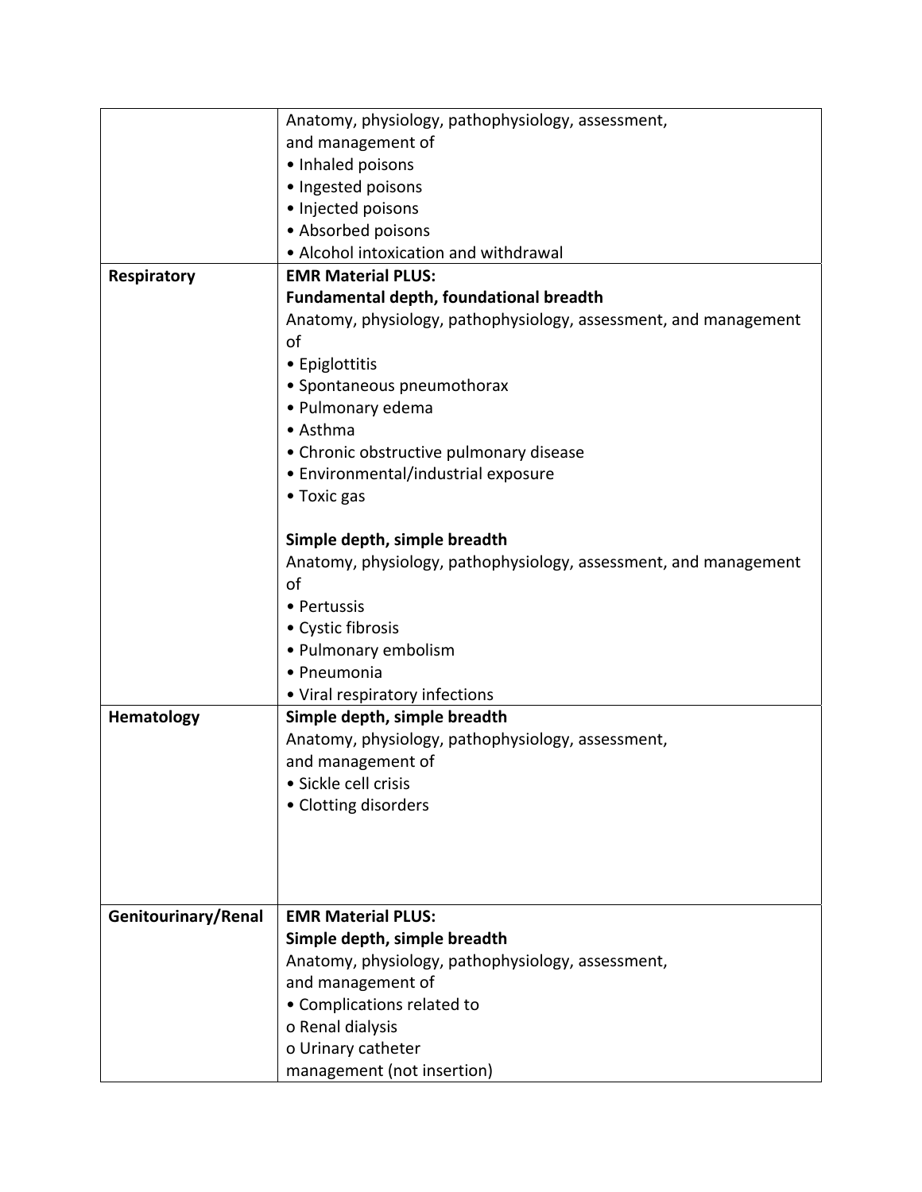| | |
|---|---|
| | Anatomy, physiology, pathophysiology, assessment, and management of<br>• Inhaled poisons<br>• Ingested poisons<br>• Injected poisons<br>• Absorbed poisons<br>• Alcohol intoxication and withdrawal |
| **Respiratory** | **EMR Material PLUS:**<br>**Fundamental depth, foundational breadth**<br>Anatomy, physiology, pathophysiology, assessment, and management of<br>• Epiglottitis<br>• Spontaneous pneumothorax<br>• Pulmonary edema<br>• Asthma<br>• Chronic obstructive pulmonary disease<br>• Environmental/industrial exposure<br>• Toxic gas<br><br>**Simple depth, simple breadth**<br>Anatomy, physiology, pathophysiology, assessment, and management of<br>• Pertussis<br>• Cystic fibrosis<br>• Pulmonary embolism<br>• Pneumonia<br>• Viral respiratory infections |
| **Hematology** | **Simple depth, simple breadth**<br>Anatomy, physiology, pathophysiology, assessment, and management of<br>• Sickle cell crisis<br>• Clotting disorders |
| **Genitourinary/Renal** | **EMR Material PLUS:**<br>**Simple depth, simple breadth**<br>Anatomy, physiology, pathophysiology, assessment, and management of<br>• Complications related to<br>o Renal dialysis<br>o Urinary catheter management (not insertion) |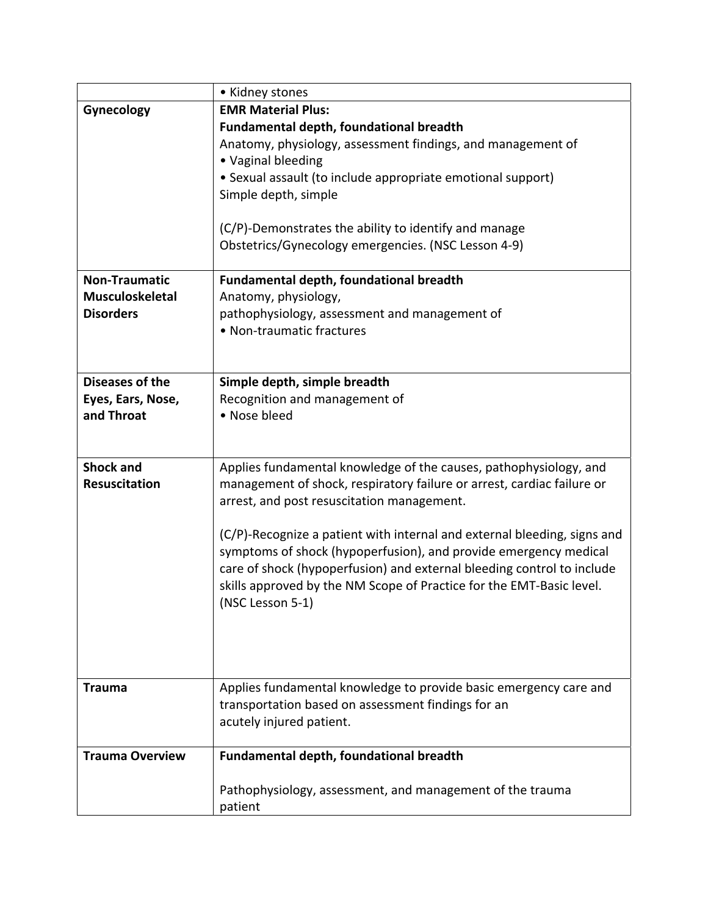| | |
|---|---|
| | • Kidney stones |
| **Gynecology** | **EMR Material Plus:**<br>**Fundamental depth, foundational breadth**<br>Anatomy, physiology, assessment findings, and management of<br>• Vaginal bleeding<br>• Sexual assault (to include appropriate emotional support)<br>Simple depth, simple<br><br>(C/P)-Demonstrates the ability to identify and manage Obstetrics/Gynecology emergencies. (NSC Lesson 4-9) |
| **Non-Traumatic Musculoskeletal Disorders** | **Fundamental depth, foundational breadth**<br>Anatomy, physiology,<br>pathophysiology, assessment and management of<br>• Non-traumatic fractures |
| **Diseases of the Eyes, Ears, Nose, and Throat** | **Simple depth, simple breadth**<br>Recognition and management of<br>• Nose bleed |
| **Shock and Resuscitation** | Applies fundamental knowledge of the causes, pathophysiology, and management of shock, respiratory failure or arrest, cardiac failure or arrest, and post resuscitation management.<br><br>(C/P)-Recognize a patient with internal and external bleeding, signs and symptoms of shock (hypoperfusion), and provide emergency medical care of shock (hypoperfusion) and external bleeding control to include skills approved by the NM Scope of Practice for the EMT-Basic level. (NSC Lesson 5-1) |
| **Trauma** | Applies fundamental knowledge to provide basic emergency care and transportation based on assessment findings for an acutely injured patient. |
| **Trauma Overview** | **Fundamental depth, foundational breadth**<br><br>Pathophysiology, assessment, and management of the trauma patient |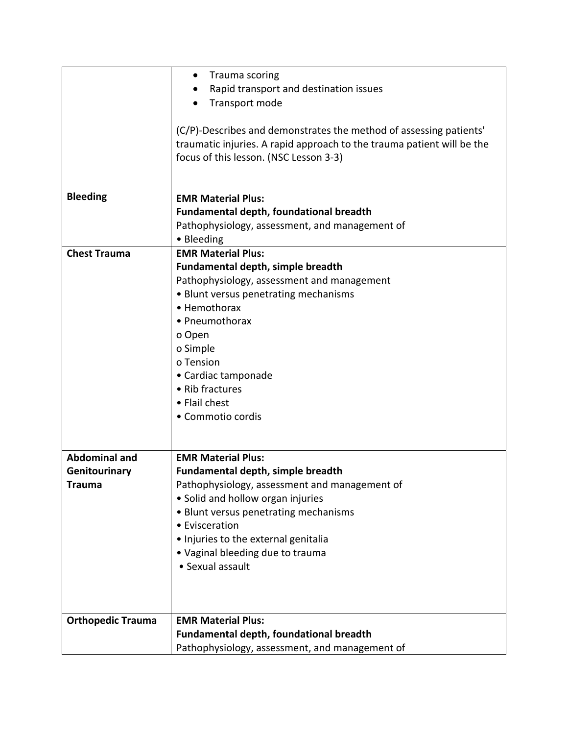| | |
|---|---|
| | • Trauma scoring<br>• Rapid transport and destination issues<br>• Transport mode<br><br>(C/P)-Describes and demonstrates the method of assessing patients' traumatic injuries. A rapid approach to the trauma patient will be the focus of this lesson. (NSC Lesson 3-3) |
| **Bleeding** | **EMR Material Plus:**<br>**Fundamental depth, foundational breadth**<br>Pathophysiology, assessment, and management of<br>• Bleeding |
| **Chest Trauma** | **EMR Material Plus:**<br>**Fundamental depth, simple breadth**<br>Pathophysiology, assessment and management<br>• Blunt versus penetrating mechanisms<br>• Hemothorax<br>• Pneumothorax<br>o Open<br>o Simple<br>o Tension<br>• Cardiac tamponade<br>• Rib fractures<br>• Flail chest<br>• Commotio cordis |
| **Abdominal and Genitourinary Trauma** | **EMR Material Plus:**<br>**Fundamental depth, simple breadth**<br>Pathophysiology, assessment and management of<br>• Solid and hollow organ injuries<br>• Blunt versus penetrating mechanisms<br>• Evisceration<br>• Injuries to the external genitalia<br>• Vaginal bleeding due to trauma<br>• Sexual assault |
| **Orthopedic Trauma** | **EMR Material Plus:**<br>**Fundamental depth, foundational breadth**<br>Pathophysiology, assessment, and management of |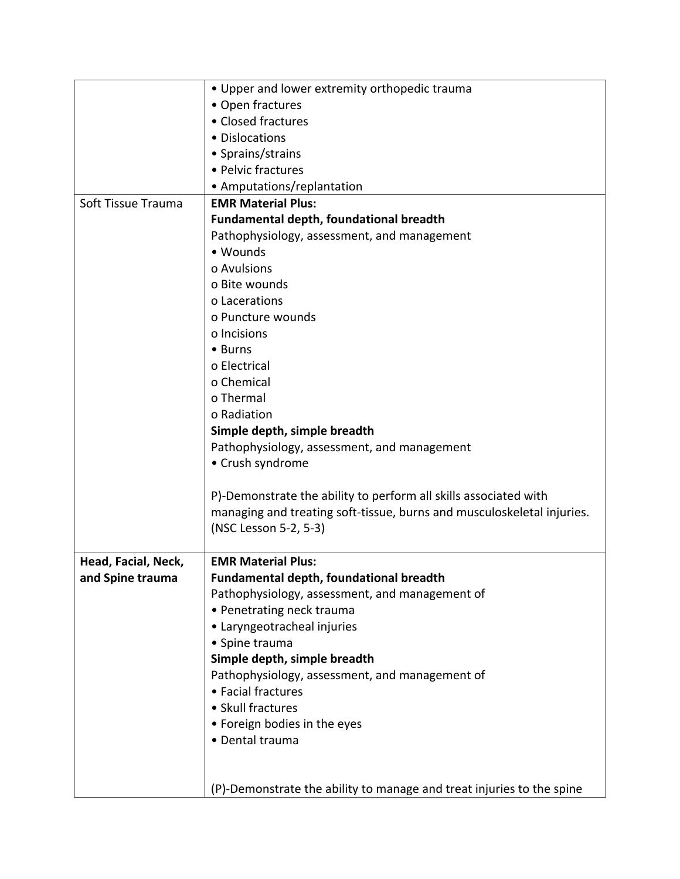| | |
|---|---|
| | • Upper and lower extremity orthopedic trauma<br>• Open fractures<br>• Closed fractures<br>• Dislocations<br>• Sprains/strains<br>• Pelvic fractures<br>• Amputations/replantation |
| Soft Tissue Trauma | **EMR Material Plus:**<br>**Fundamental depth, foundational breadth**<br>Pathophysiology, assessment, and management<br>• Wounds<br>o Avulsions<br>o Bite wounds<br>o Lacerations<br>o Puncture wounds<br>o Incisions<br>• Burns<br>o Electrical<br>o Chemical<br>o Thermal<br>o Radiation<br>**Simple depth, simple breadth**<br>Pathophysiology, assessment, and management<br>• Crush syndrome<br><br>P)-Demonstrate the ability to perform all skills associated with managing and treating soft-tissue, burns and musculoskeletal injuries. (NSC Lesson 5-2, 5-3) |
| **Head, Facial, Neck, and Spine trauma** | **EMR Material Plus:**<br>**Fundamental depth, foundational breadth**<br>Pathophysiology, assessment, and management of<br>• Penetrating neck trauma<br>• Laryngeotracheal injuries<br>• Spine trauma<br>**Simple depth, simple breadth**<br>Pathophysiology, assessment, and management of<br>• Facial fractures<br>• Skull fractures<br>• Foreign bodies in the eyes<br>• Dental trauma<br><br>(P)-Demonstrate the ability to manage and treat injuries to the spine |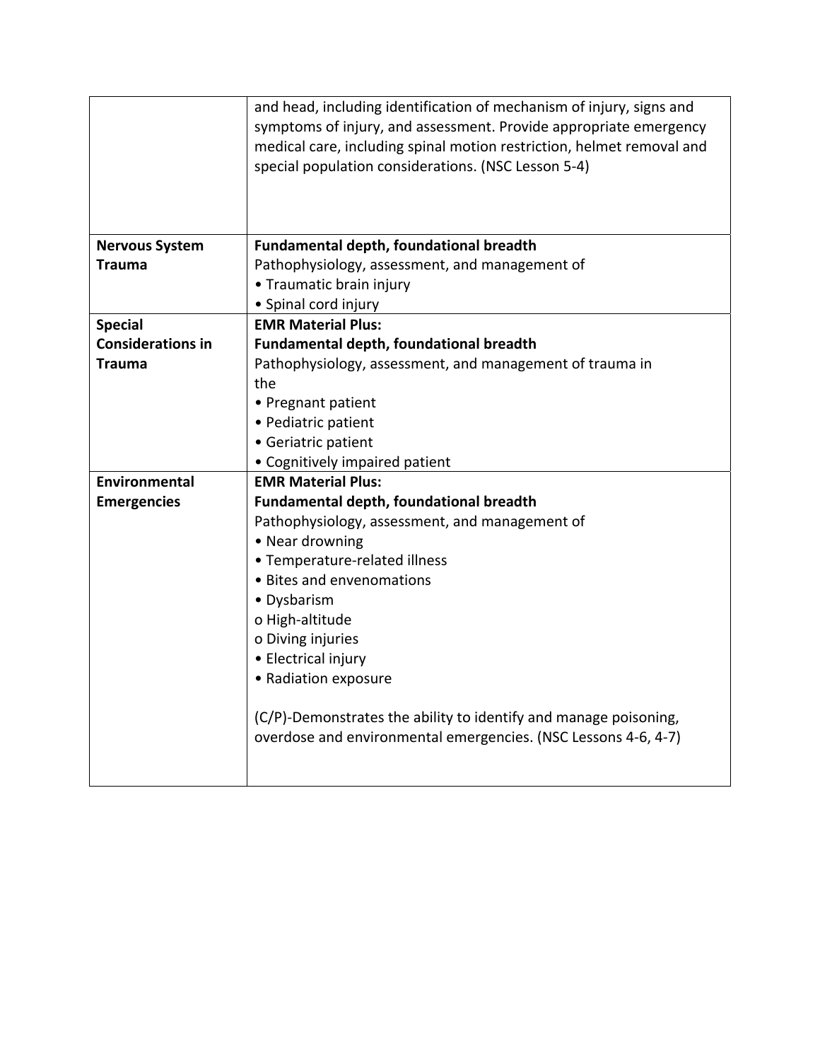| | |
|---|---|
| | and head, including identification of mechanism of injury, signs and symptoms of injury, and assessment. Provide appropriate emergency medical care, including spinal motion restriction, helmet removal and special population considerations. (NSC Lesson 5-4) |
| **Nervous System Trauma** | **Fundamental depth, foundational breadth**<br>Pathophysiology, assessment, and management of<br>• Traumatic brain injury<br>• Spinal cord injury |
| **Special Considerations in Trauma** | **EMR Material Plus:**<br>**Fundamental depth, foundational breadth**<br>Pathophysiology, assessment, and management of trauma in the<br>• Pregnant patient<br>• Pediatric patient<br>• Geriatric patient<br>• Cognitively impaired patient |
| **Environmental Emergencies** | **EMR Material Plus:**<br>**Fundamental depth, foundational breadth**<br>Pathophysiology, assessment, and management of<br>• Near drowning<br>• Temperature-related illness<br>• Bites and envenomations<br>• Dysbarism<br>o High-altitude<br>o Diving injuries<br>• Electrical injury<br>• Radiation exposure<br><br>(C/P)-Demonstrates the ability to identify and manage poisoning, overdose and environmental emergencies. (NSC Lessons 4-6, 4-7) |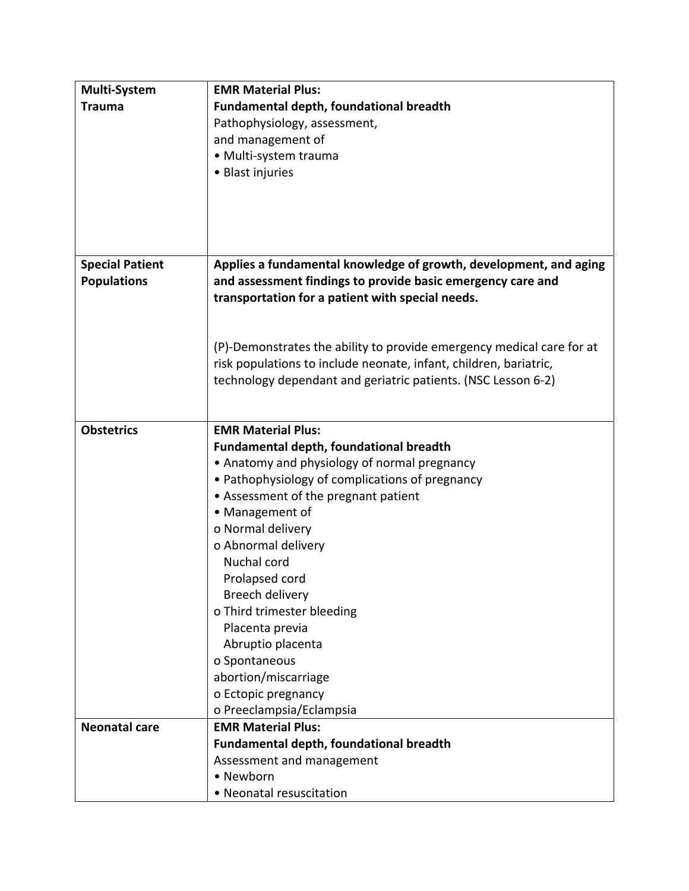| | |
|---|---|
| **Multi-System Trauma** | **EMR Material Plus:**<br>**Fundamental depth, foundational breadth**<br>Pathophysiology, assessment,<br>and management of<br>• Multi-system trauma<br>• Blast injuries |
| **Special Patient Populations** | **Applies a fundamental knowledge of growth, development, and aging and assessment findings to provide basic emergency care and transportation for a patient with special needs.**<br><br>(P)-Demonstrates the ability to provide emergency medical care for at risk populations to include neonate, infant, children, bariatric, technology dependant and geriatric patients. (NSC Lesson 6-2) |
| **Obstetrics** | **EMR Material Plus:**<br>**Fundamental depth, foundational breadth**<br>• Anatomy and physiology of normal pregnancy<br>• Pathophysiology of complications of pregnancy<br>• Assessment of the pregnant patient<br>• Management of<br>o Normal delivery<br>o Abnormal delivery<br>Nuchal cord<br>Prolapsed cord<br>Breech delivery<br>o Third trimester bleeding<br>Placenta previa<br>Abruptio placenta<br>o Spontaneous abortion/miscarriage<br>o Ectopic pregnancy<br>o Preeclampsia/Eclampsia |
| **Neonatal care** | **EMR Material Plus:**<br>**Fundamental depth, foundational breadth**<br>Assessment and management<br>• Newborn<br>• Neonatal resuscitation |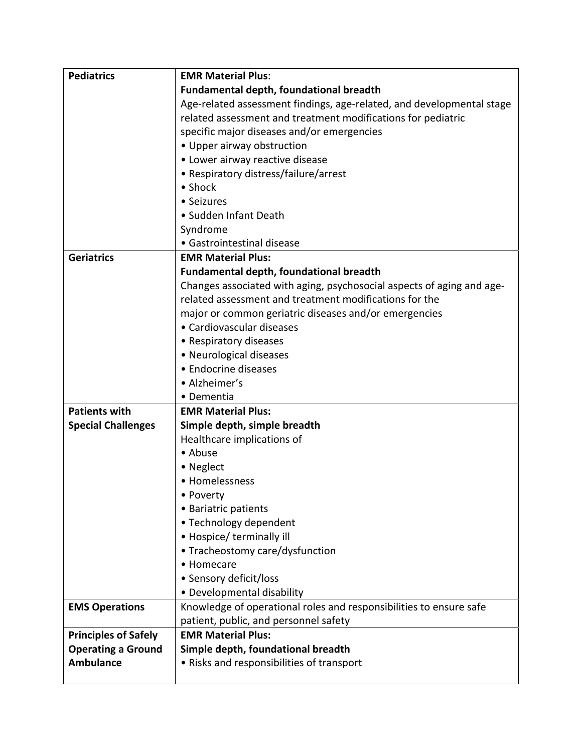| | |
|---|---|
| **Pediatrics** | **EMR Material Plus**:<br>**Fundamental depth, foundational breadth**<br>Age-related assessment findings, age-related, and developmental stage related assessment and treatment modifications for pediatric specific major diseases and/or emergencies<br>• Upper airway obstruction<br>• Lower airway reactive disease<br>• Respiratory distress/failure/arrest<br>• Shock<br>• Seizures<br>• Sudden Infant Death Syndrome<br>• Gastrointestinal disease |
| **Geriatrics** | **EMR Material Plus:**<br>**Fundamental depth, foundational breadth**<br>Changes associated with aging, psychosocial aspects of aging and age-related assessment and treatment modifications for the major or common geriatric diseases and/or emergencies<br>• Cardiovascular diseases<br>• Respiratory diseases<br>• Neurological diseases<br>• Endocrine diseases<br>• Alzheimer's<br>• Dementia |
| **Patients with Special Challenges** | **EMR Material Plus:**<br>**Simple depth, simple breadth**<br>Healthcare implications of<br>• Abuse<br>• Neglect<br>• Homelessness<br>• Poverty<br>• Bariatric patients<br>• Technology dependent<br>• Hospice/ terminally ill<br>• Tracheostomy care/dysfunction<br>• Homecare<br>• Sensory deficit/loss<br>• Developmental disability |
| **EMS Operations** | Knowledge of operational roles and responsibilities to ensure safe patient, public, and personnel safety |
| **Principles of Safely Operating a Ground Ambulance** | **EMR Material Plus:**<br>**Simple depth, foundational breadth**<br>• Risks and responsibilities of transport |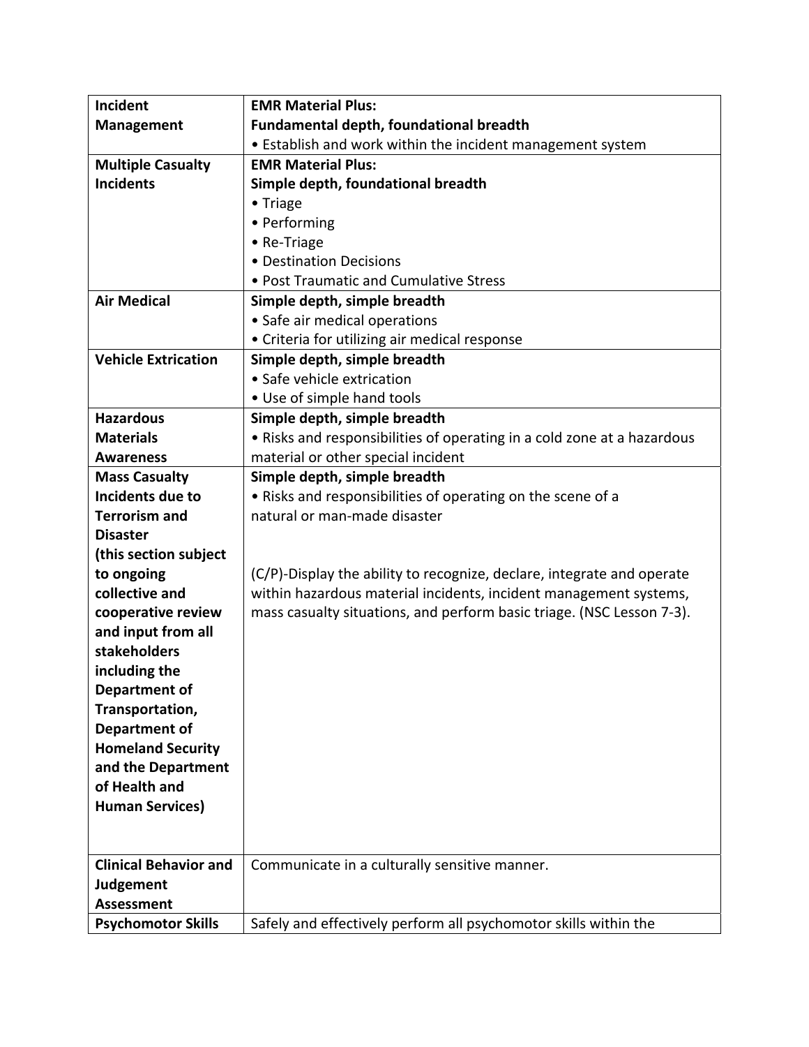| | |
|---|---|
| **Incident Management** | **EMR Material Plus:**<br>**Fundamental depth, foundational breadth**<br>• Establish and work within the incident management system |
| **Multiple Casualty Incidents** | **EMR Material Plus:**<br>**Simple depth, foundational breadth**<br>• Triage<br>• Performing<br>• Re-Triage<br>• Destination Decisions<br>• Post Traumatic and Cumulative Stress |
| **Air Medical** | **Simple depth, simple breadth**<br>• Safe air medical operations<br>• Criteria for utilizing air medical response |
| **Vehicle Extrication** | **Simple depth, simple breadth**<br>• Safe vehicle extrication<br>• Use of simple hand tools |
| **Hazardous Materials Awareness** | **Simple depth, simple breadth**<br>• Risks and responsibilities of operating in a cold zone at a hazardous material or other special incident |
| **Mass Casualty Incidents due to Terrorism and Disaster (this section subject to ongoing collective and cooperative review and input from all stakeholders including the Department of Transportation, Department of Homeland Security and the Department of Health and Human Services)** | **Simple depth, simple breadth**<br>• Risks and responsibilities of operating on the scene of a natural or man-made disaster<br><br>(C/P)-Display the ability to recognize, declare, integrate and operate within hazardous material incidents, incident management systems, mass casualty situations, and perform basic triage. (NSC Lesson 7-3). |
| **Clinical Behavior and Judgement Assessment** | Communicate in a culturally sensitive manner. |
| **Psychomotor Skills** | Safely and effectively perform all psychomotor skills within the |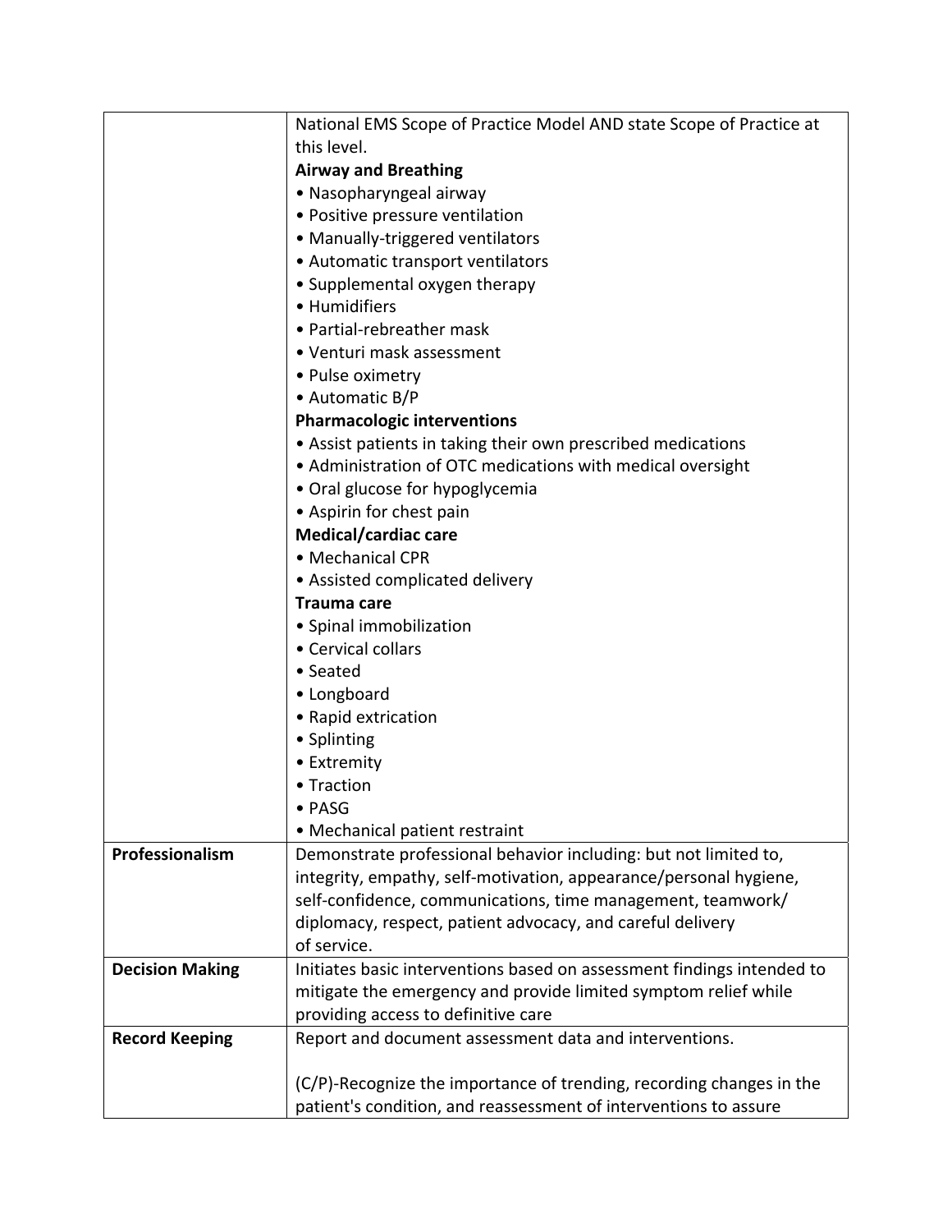| | |
|---|---|
| | National EMS Scope of Practice Model AND state Scope of Practice at this level.<br>**Airway and Breathing**<br>• Nasopharyngeal airway<br>• Positive pressure ventilation<br>• Manually-triggered ventilators<br>• Automatic transport ventilators<br>• Supplemental oxygen therapy<br>• Humidifiers<br>• Partial-rebreather mask<br>• Venturi mask assessment<br>• Pulse oximetry<br>• Automatic B/P<br>**Pharmacologic interventions**<br>• Assist patients in taking their own prescribed medications<br>• Administration of OTC medications with medical oversight<br>• Oral glucose for hypoglycemia<br>• Aspirin for chest pain<br>**Medical/cardiac care**<br>• Mechanical CPR<br>• Assisted complicated delivery<br>**Trauma care**<br>• Spinal immobilization<br>• Cervical collars<br>• Seated<br>• Longboard<br>• Rapid extrication<br>• Splinting<br>• Extremity<br>• Traction<br>• PASG<br>• Mechanical patient restraint |
| **Professionalism** | Demonstrate professional behavior including: but not limited to, integrity, empathy, self-motivation, appearance/personal hygiene, self-confidence, communications, time management, teamwork/ diplomacy, respect, patient advocacy, and careful delivery of service. |
| **Decision Making** | Initiates basic interventions based on assessment findings intended to mitigate the emergency and provide limited symptom relief while providing access to definitive care |
| **Record Keeping** | Report and document assessment data and interventions.<br><br>(C/P)-Recognize the importance of trending, recording changes in the patient's condition, and reassessment of interventions to assure |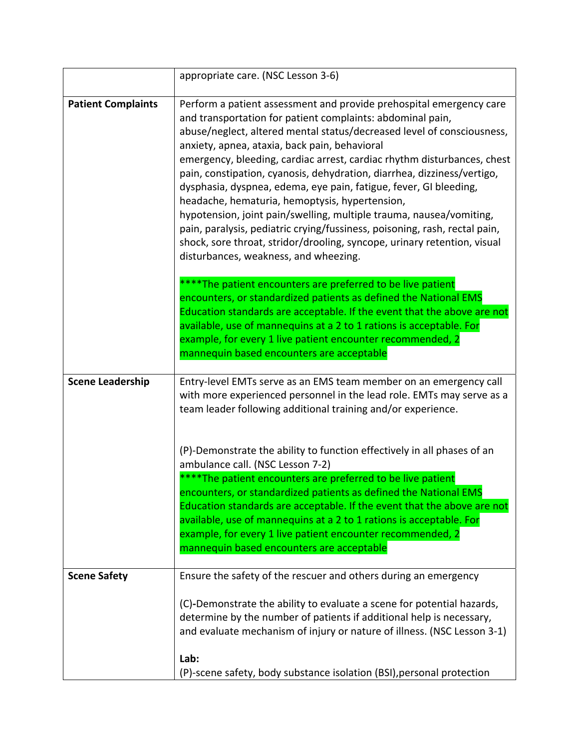| | |
|---|---|
| | appropriate care. (NSC Lesson 3-6) |
| **Patient Complaints** | Perform a patient assessment and provide prehospital emergency care and transportation for patient complaints: abdominal pain, abuse/neglect, altered mental status/decreased level of consciousness, anxiety, apnea, ataxia, back pain, behavioral emergency, bleeding, cardiac arrest, cardiac rhythm disturbances, chest pain, constipation, cyanosis, dehydration, diarrhea, dizziness/vertigo, dysphasia, dyspnea, edema, eye pain, fatigue, fever, GI bleeding, headache, hematuria, hemoptysis, hypertension, hypotension, joint pain/swelling, multiple trauma, nausea/vomiting, pain, paralysis, pediatric crying/fussiness, poisoning, rash, rectal pain, shock, sore throat, stridor/drooling, syncope, urinary retention, visual disturbances, weakness, and wheezing.<br><br>****The patient encounters are preferred to be live patient encounters, or standardized patients as defined the National EMS Education standards are acceptable. If the event that the above are not available, use of mannequins at a 2 to 1 rations is acceptable. For example, for every 1 live patient encounter recommended, 2 mannequin based encounters are acceptable |
| **Scene Leadership** | Entry-level EMTs serve as an EMS team member on an emergency call with more experienced personnel in the lead role. EMTs may serve as a team leader following additional training and/or experience.<br><br>(P)-Demonstrate the ability to function effectively in all phases of an ambulance call. (NSC Lesson 7-2)<br>****The patient encounters are preferred to be live patient encounters, or standardized patients as defined the National EMS Education standards are acceptable. If the event that the above are not available, use of mannequins at a 2 to 1 rations is acceptable. For example, for every 1 live patient encounter recommended, 2 mannequin based encounters are acceptable |
| **Scene Safety** | Ensure the safety of the rescuer and others during an emergency<br><br>(C)-Demonstrate the ability to evaluate a scene for potential hazards, determine by the number of patients if additional help is necessary, and evaluate mechanism of injury or nature of illness. (NSC Lesson 3-1)<br><br>**Lab:**<br>(P)-scene safety, body substance isolation (BSI),personal protection |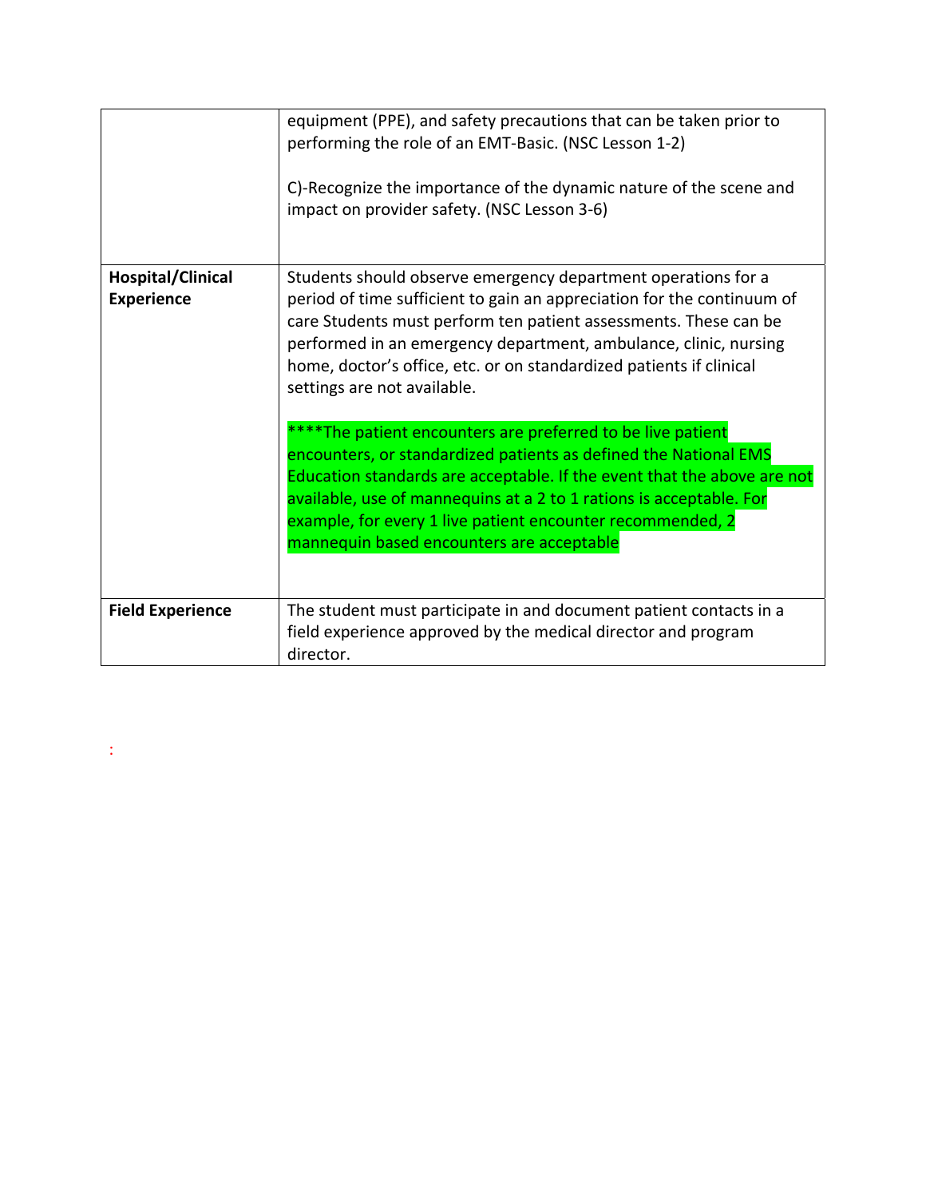| | |
|---|---|
| | equipment (PPE), and safety precautions that can be taken prior to performing the role of an EMT-Basic. (NSC Lesson 1-2)<br><br>C)-Recognize the importance of the dynamic nature of the scene and impact on provider safety. (NSC Lesson 3-6) |
| **Hospital/Clinical Experience** | Students should observe emergency department operations for a period of time sufficient to gain an appreciation for the continuum of care Students must perform ten patient assessments. These can be performed in an emergency department, ambulance, clinic, nursing home, doctor's office, etc. or on standardized patients if clinical settings are not available.<br><br>****The patient encounters are preferred to be live patient encounters, or standardized patients as defined the National EMS Education standards are acceptable. If the event that the above are not available, use of mannequins at a 2 to 1 rations is acceptable. For example, for every 1 live patient encounter recommended, 2 mannequin based encounters are acceptable |
| **Field Experience** | The student must participate in and document patient contacts in a field experience approved by the medical director and program director. |

: